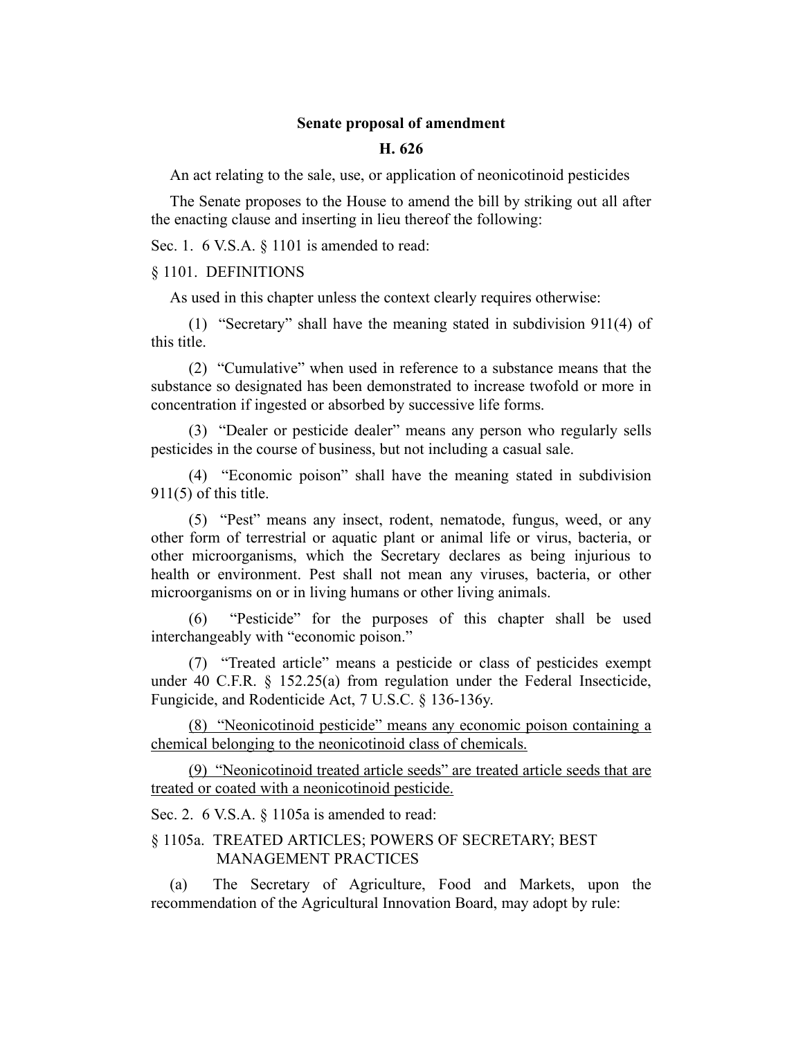**Senate proposal of amendment**

**H. 626**

An act relating to the sale, use, or application of neonicotinoid pesticides

The Senate proposes to the House to amend the bill by striking out all after the enacting clause and inserting in lieu thereof the following:

Sec. 1. 6 V.S.A. § 1101 is amended to read:

§ 1101. DEFINITIONS

As used in this chapter unless the context clearly requires otherwise:

(1) "Secretary" shall have the meaning stated in subdivision 911(4) of this title.

(2) "Cumulative" when used in reference to a substance means that the substance so designated has been demonstrated to increase twofold or more in concentration if ingested or absorbed by successive life forms.

(3) "Dealer or pesticide dealer" means any person who regularly sells pesticides in the course of business, but not including a casual sale.

(4) "Economic poison" shall have the meaning stated in subdivision 911(5) of this title.

(5) "Pest" means any insect, rodent, nematode, fungus, weed, or any other form of terrestrial or aquatic plant or animal life or virus, bacteria, or other microorganisms, which the Secretary declares as being injurious to health or environment. Pest shall not mean any viruses, bacteria, or other microorganisms on or in living humans or other living animals.

(6) "Pesticide" for the purposes of this chapter shall be used interchangeably with "economic poison."

(7) "Treated article" means a pesticide or class of pesticides exempt under 40 C.F.R. § 152.25(a) from regulation under the Federal Insecticide, Fungicide, and Rodenticide Act, 7 U.S.C. § 136-136y.

<u>(8) "Neonicotinoid pesticide" means any economic poison containing a chemical belonging to the neonicotinoid class of chemicals.</u>

<u>(9) "Neonicotinoid treated article seeds" are treated article seeds that are treated or coated with a neonicotinoid pesticide.</u>

Sec. 2. 6 V.S.A. § 1105a is amended to read:

§ 1105a. TREATED ARTICLES; POWERS OF SECRETARY; BEST MANAGEMENT PRACTICES

(a) The Secretary of Agriculture, Food and Markets, upon the recommendation of the Agricultural Innovation Board, may adopt by rule: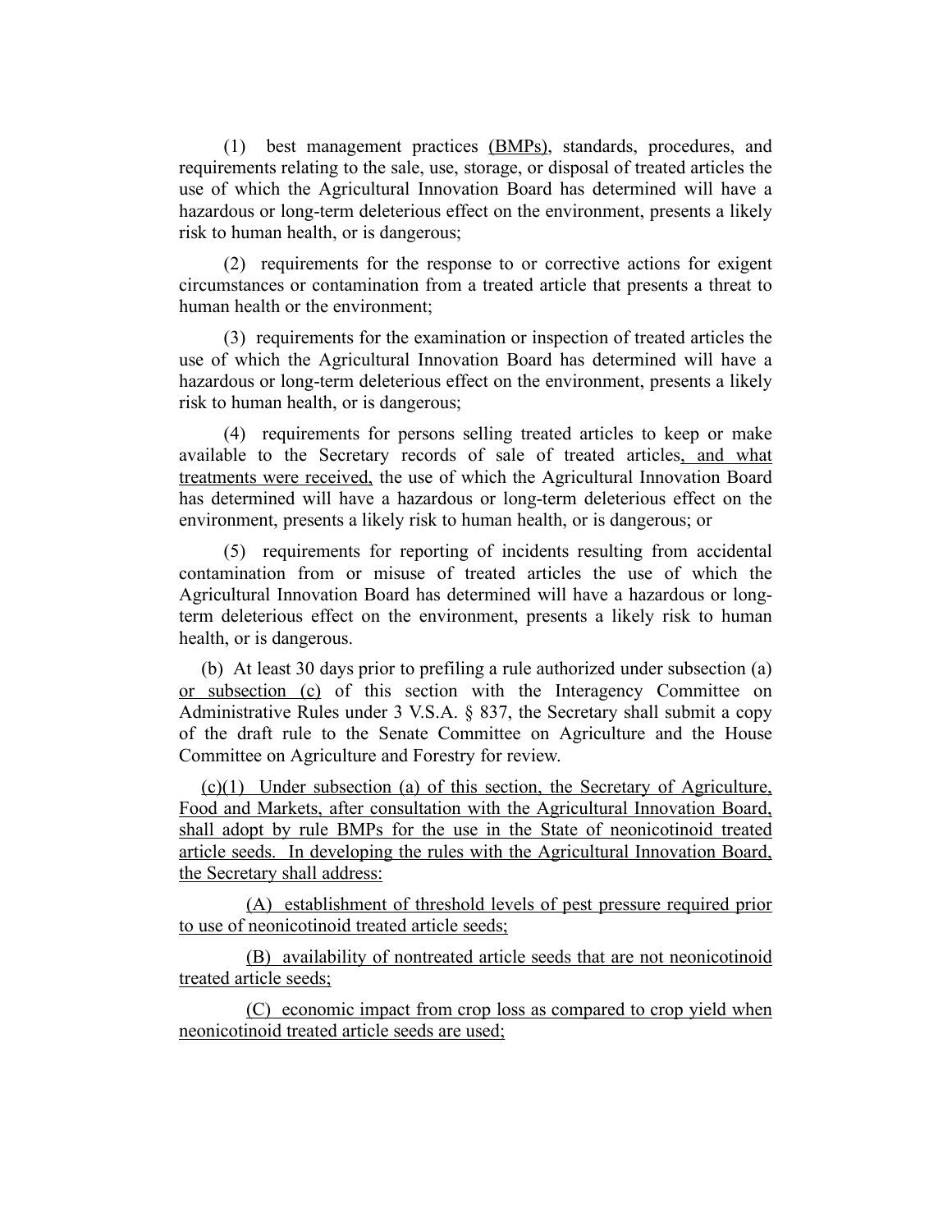(1) best management practices <u>(BMPs)</u>, standards, procedures, and requirements relating to the sale, use, storage, or disposal of treated articles the use of which the Agricultural Innovation Board has determined will have a hazardous or long-term deleterious effect on the environment, presents a likely risk to human health, or is dangerous;

(2) requirements for the response to or corrective actions for exigent circumstances or contamination from a treated article that presents a threat to human health or the environment;

(3) requirements for the examination or inspection of treated articles the use of which the Agricultural Innovation Board has determined will have a hazardous or long-term deleterious effect on the environment, presents a likely risk to human health, or is dangerous;

(4) requirements for persons selling treated articles to keep or make available to the Secretary records of sale of treated articles<u>, and what treatments were received,</u> the use of which the Agricultural Innovation Board has determined will have a hazardous or long-term deleterious effect on the environment, presents a likely risk to human health, or is dangerous; or

(5) requirements for reporting of incidents resulting from accidental contamination from or misuse of treated articles the use of which the Agricultural Innovation Board has determined will have a hazardous or long-term deleterious effect on the environment, presents a likely risk to human health, or is dangerous.

(b) At least 30 days prior to prefiling a rule authorized under subsection (a) <u>or subsection (c)</u> of this section with the Interagency Committee on Administrative Rules under 3 V.S.A. § 837, the Secretary shall submit a copy of the draft rule to the Senate Committee on Agriculture and the House Committee on Agriculture and Forestry for review.

<u>(c)(1) Under subsection (a) of this section, the Secretary of Agriculture, Food and Markets, after consultation with the Agricultural Innovation Board, shall adopt by rule BMPs for the use in the State of neonicotinoid treated article seeds. In developing the rules with the Agricultural Innovation Board, the Secretary shall address:</u>

<u>(A) establishment of threshold levels of pest pressure required prior to use of neonicotinoid treated article seeds;</u>

<u>(B) availability of nontreated article seeds that are not neonicotinoid treated article seeds;</u>

<u>(C) economic impact from crop loss as compared to crop yield when neonicotinoid treated article seeds are used;</u>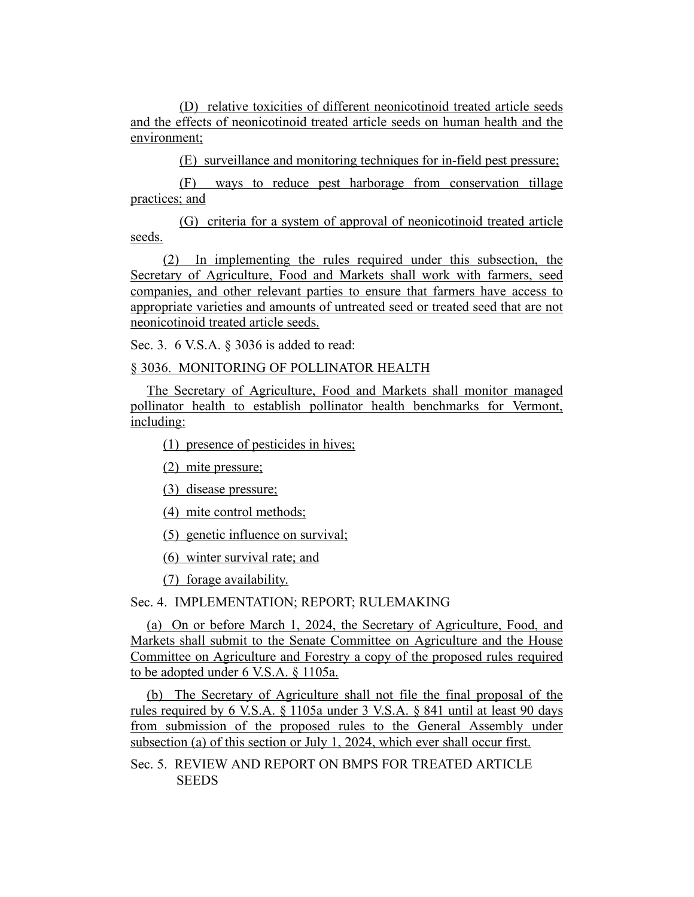(D) relative toxicities of different neonicotinoid treated article seeds and the effects of neonicotinoid treated article seeds on human health and the environment;

(E) surveillance and monitoring techniques for in-field pest pressure;

(F) ways to reduce pest harborage from conservation tillage practices; and

(G) criteria for a system of approval of neonicotinoid treated article seeds.

(2) In implementing the rules required under this subsection, the Secretary of Agriculture, Food and Markets shall work with farmers, seed companies, and other relevant parties to ensure that farmers have access to appropriate varieties and amounts of untreated seed or treated seed that are not neonicotinoid treated article seeds.

Sec. 3. 6 V.S.A. § 3036 is added to read:

§ 3036. MONITORING OF POLLINATOR HEALTH

The Secretary of Agriculture, Food and Markets shall monitor managed pollinator health to establish pollinator health benchmarks for Vermont, including:

(1) presence of pesticides in hives;

(2) mite pressure;

(3) disease pressure;

(4) mite control methods;

(5) genetic influence on survival;

(6) winter survival rate; and

(7) forage availability.

Sec. 4. IMPLEMENTATION; REPORT; RULEMAKING

(a) On or before March 1, 2024, the Secretary of Agriculture, Food, and Markets shall submit to the Senate Committee on Agriculture and the House Committee on Agriculture and Forestry a copy of the proposed rules required to be adopted under 6 V.S.A. § 1105a.

(b) The Secretary of Agriculture shall not file the final proposal of the rules required by 6 V.S.A. § 1105a under 3 V.S.A. § 841 until at least 90 days from submission of the proposed rules to the General Assembly under subsection (a) of this section or July 1, 2024, which ever shall occur first.

Sec. 5. REVIEW AND REPORT ON BMPS FOR TREATED ARTICLE SEEDS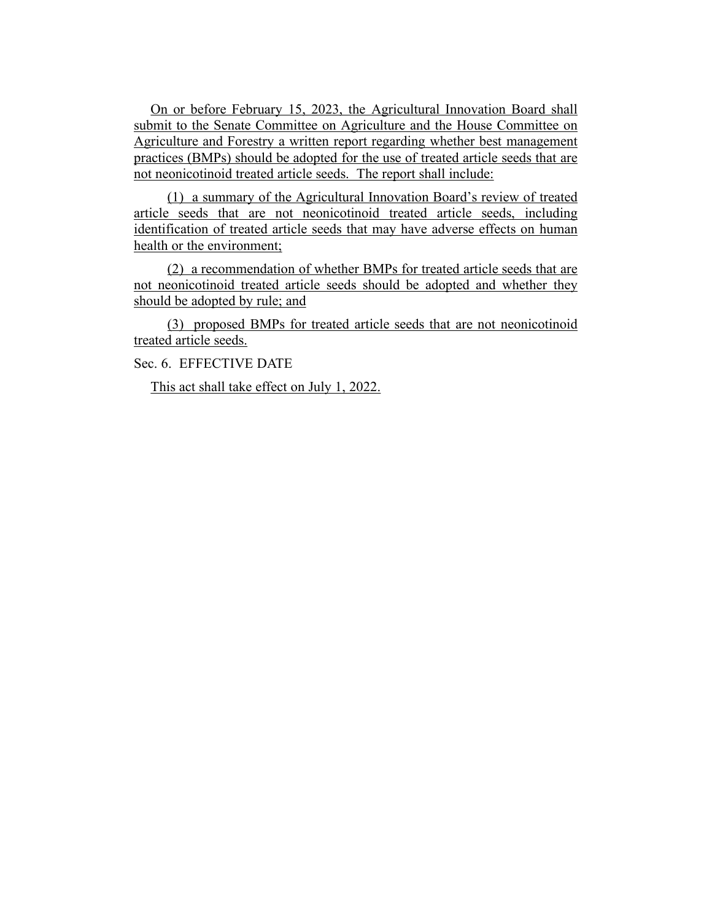On or before February 15, 2023, the Agricultural Innovation Board shall submit to the Senate Committee on Agriculture and the House Committee on Agriculture and Forestry a written report regarding whether best management practices (BMPs) should be adopted for the use of treated article seeds that are not neonicotinoid treated article seeds. The report shall include:

(1) a summary of the Agricultural Innovation Board's review of treated article seeds that are not neonicotinoid treated article seeds, including identification of treated article seeds that may have adverse effects on human health or the environment;

(2) a recommendation of whether BMPs for treated article seeds that are not neonicotinoid treated article seeds should be adopted and whether they should be adopted by rule; and

(3) proposed BMPs for treated article seeds that are not neonicotinoid treated article seeds.

Sec. 6. EFFECTIVE DATE

This act shall take effect on July 1, 2022.